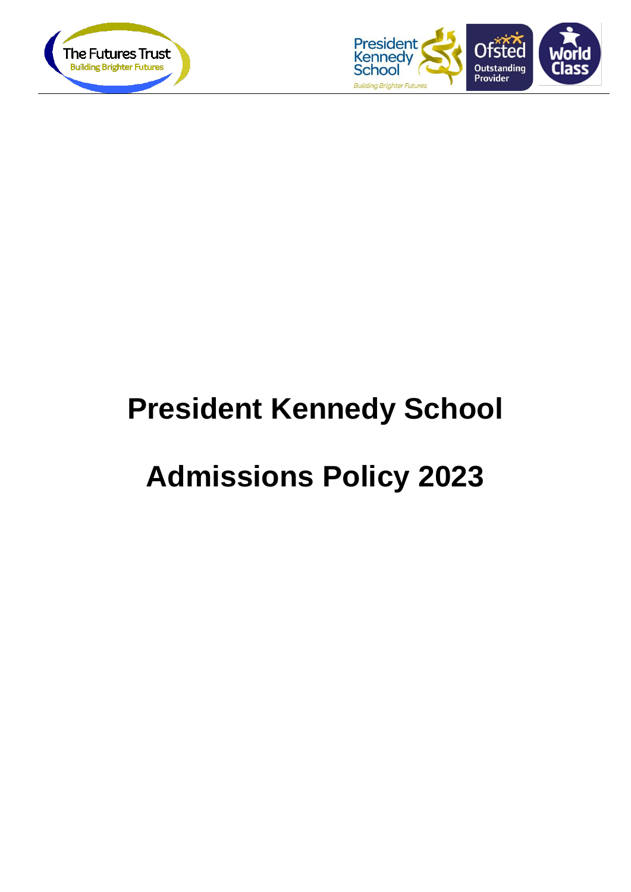# President Kennedy School

# Admissions Policy 2023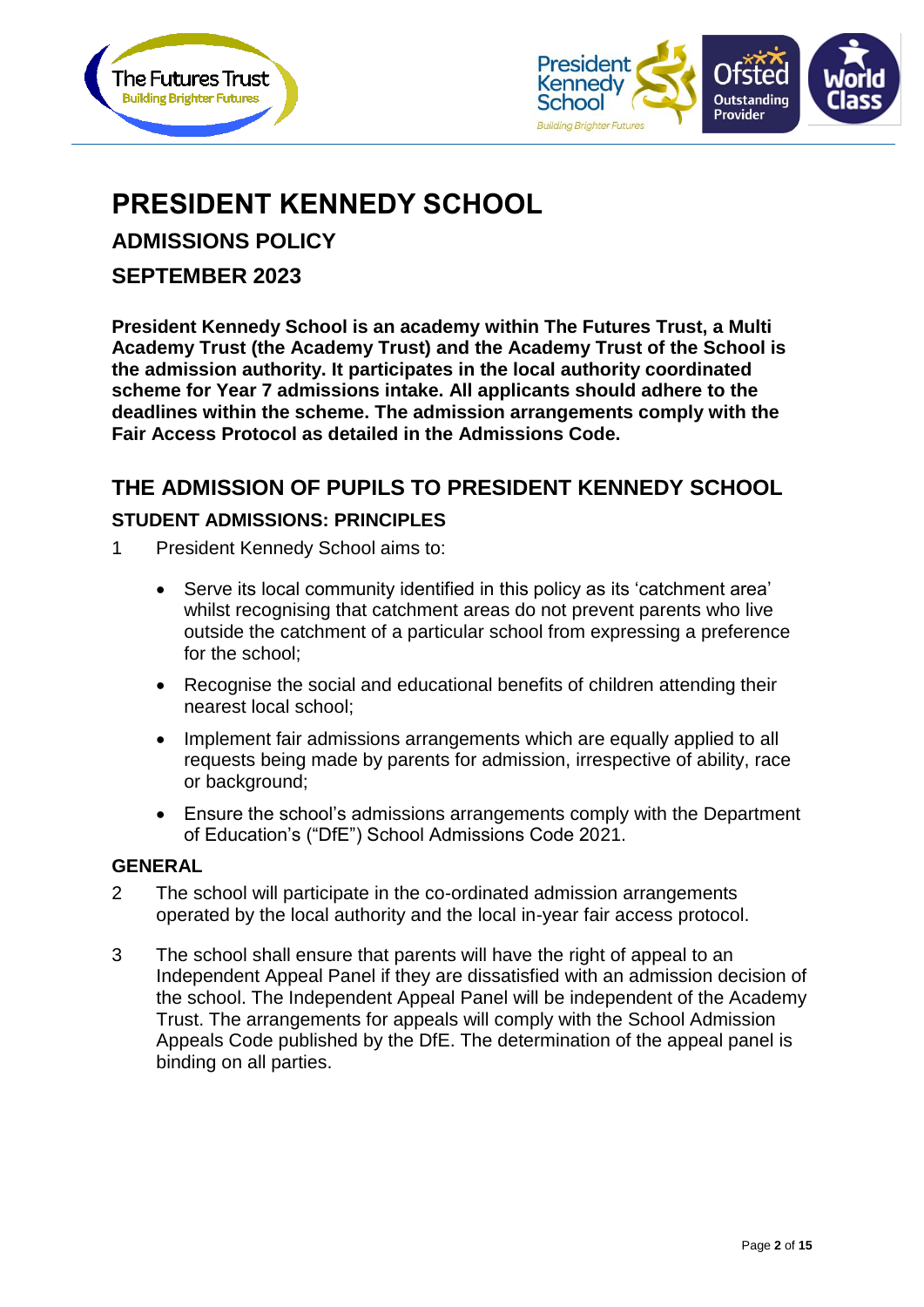# PRESIDENT KENNEDY SCHOOL

## ADMISSIONS POLICY

## SEPTEMBER 2023

**President Kennedy School is an academy within The Futures Trust, a Multi Academy Trust (the Academy Trust) and the Academy Trust of the School is the admission authority. It participates in the local authority coordinated scheme for Year 7 admissions intake. All applicants should adhere to the deadlines within the scheme. The admission arrangements comply with the Fair Access Protocol as detailed in the Admissions Code.**

## THE ADMISSION OF PUPILS TO PRESIDENT KENNEDY SCHOOL

### STUDENT ADMISSIONS: PRINCIPLES

1 President Kennedy School aims to:

- Serve its local community identified in this policy as its 'catchment area' whilst recognising that catchment areas do not prevent parents who live outside the catchment of a particular school from expressing a preference for the school;
- Recognise the social and educational benefits of children attending their nearest local school;
- Implement fair admissions arrangements which are equally applied to all requests being made by parents for admission, irrespective of ability, race or background;
- Ensure the school's admissions arrangements comply with the Department of Education's ("DfE") School Admissions Code 2021.

### GENERAL

2 The school will participate in the co-ordinated admission arrangements operated by the local authority and the local in-year fair access protocol.

3 The school shall ensure that parents will have the right of appeal to an Independent Appeal Panel if they are dissatisfied with an admission decision of the school. The Independent Appeal Panel will be independent of the Academy Trust. The arrangements for appeals will comply with the School Admission Appeals Code published by the DfE. The determination of the appeal panel is binding on all parties.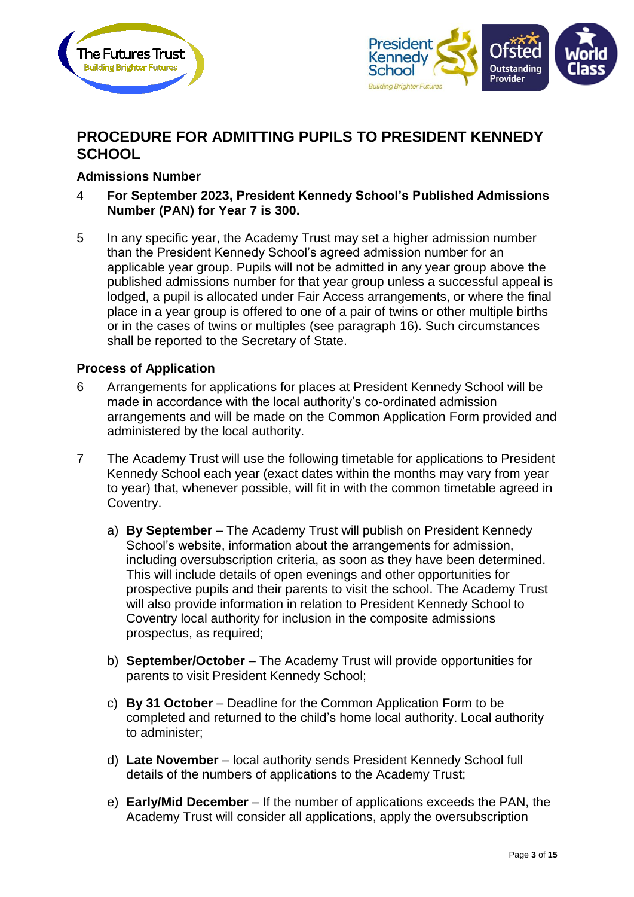## PROCEDURE FOR ADMITTING PUPILS TO PRESIDENT KENNEDY SCHOOL

### Admissions Number

4 **For September 2023, President Kennedy School's Published Admissions Number (PAN) for Year 7 is 300.**

5 In any specific year, the Academy Trust may set a higher admission number than the President Kennedy School's agreed admission number for an applicable year group. Pupils will not be admitted in any year group above the published admissions number for that year group unless a successful appeal is lodged, a pupil is allocated under Fair Access arrangements, or where the final place in a year group is offered to one of a pair of twins or other multiple births or in the cases of twins or multiples (see paragraph 16). Such circumstances shall be reported to the Secretary of State.

### Process of Application

6 Arrangements for applications for places at President Kennedy School will be made in accordance with the local authority's co-ordinated admission arrangements and will be made on the Common Application Form provided and administered by the local authority.

7 The Academy Trust will use the following timetable for applications to President Kennedy School each year (exact dates within the months may vary from year to year) that, whenever possible, will fit in with the common timetable agreed in Coventry.

a) **By September** – The Academy Trust will publish on President Kennedy School's website, information about the arrangements for admission, including oversubscription criteria, as soon as they have been determined. This will include details of open evenings and other opportunities for prospective pupils and their parents to visit the school. The Academy Trust will also provide information in relation to President Kennedy School to Coventry local authority for inclusion in the composite admissions prospectus, as required;

b) **September/October** – The Academy Trust will provide opportunities for parents to visit President Kennedy School;

c) **By 31 October** – Deadline for the Common Application Form to be completed and returned to the child's home local authority. Local authority to administer;

d) **Late November** – local authority sends President Kennedy School full details of the numbers of applications to the Academy Trust;

e) **Early/Mid December** – If the number of applications exceeds the PAN, the Academy Trust will consider all applications, apply the oversubscription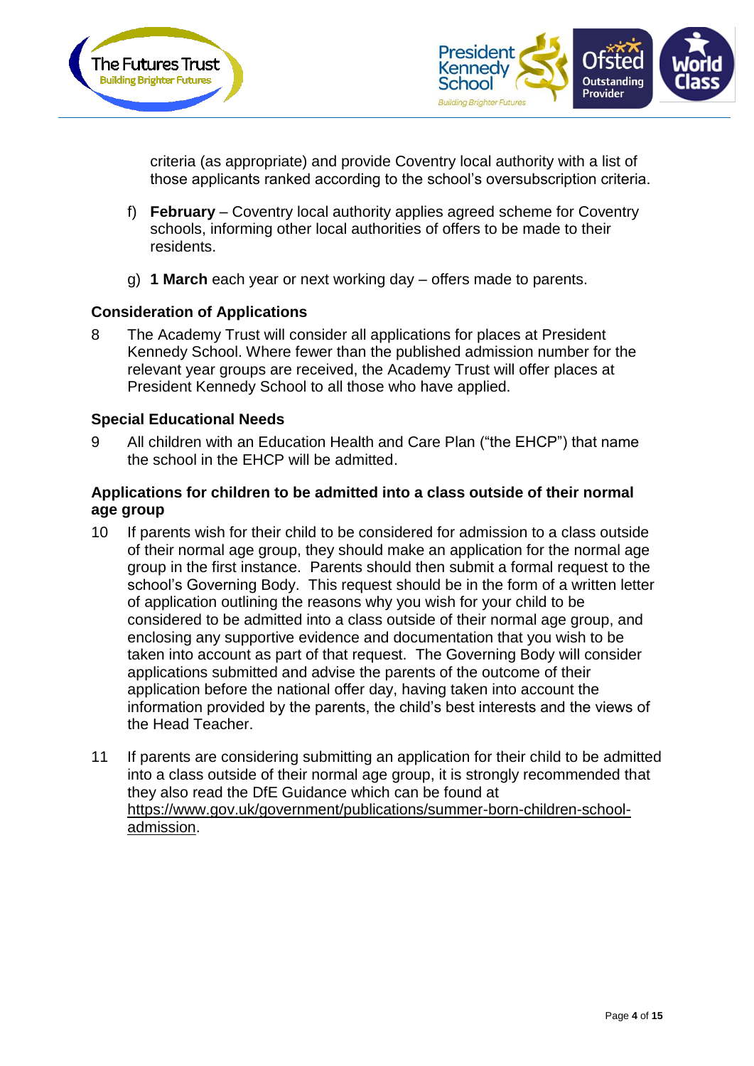criteria (as appropriate) and provide Coventry local authority with a list of those applicants ranked according to the school's oversubscription criteria.

f) **February** – Coventry local authority applies agreed scheme for Coventry schools, informing other local authorities of offers to be made to their residents.

g) **1 March** each year or next working day – offers made to parents.

### Consideration of Applications

8 The Academy Trust will consider all applications for places at President Kennedy School. Where fewer than the published admission number for the relevant year groups are received, the Academy Trust will offer places at President Kennedy School to all those who have applied.

### Special Educational Needs

9 All children with an Education Health and Care Plan ("the EHCP") that name the school in the EHCP will be admitted.

### Applications for children to be admitted into a class outside of their normal age group

10 If parents wish for their child to be considered for admission to a class outside of their normal age group, they should make an application for the normal age group in the first instance. Parents should then submit a formal request to the school's Governing Body. This request should be in the form of a written letter of application outlining the reasons why you wish for your child to be considered to be admitted into a class outside of their normal age group, and enclosing any supportive evidence and documentation that you wish to be taken into account as part of that request. The Governing Body will consider applications submitted and advise the parents of the outcome of their application before the national offer day, having taken into account the information provided by the parents, the child's best interests and the views of the Head Teacher.

11 If parents are considering submitting an application for their child to be admitted into a class outside of their normal age group, it is strongly recommended that they also read the DfE Guidance which can be found at https://www.gov.uk/government/publications/summer-born-children-school-admission.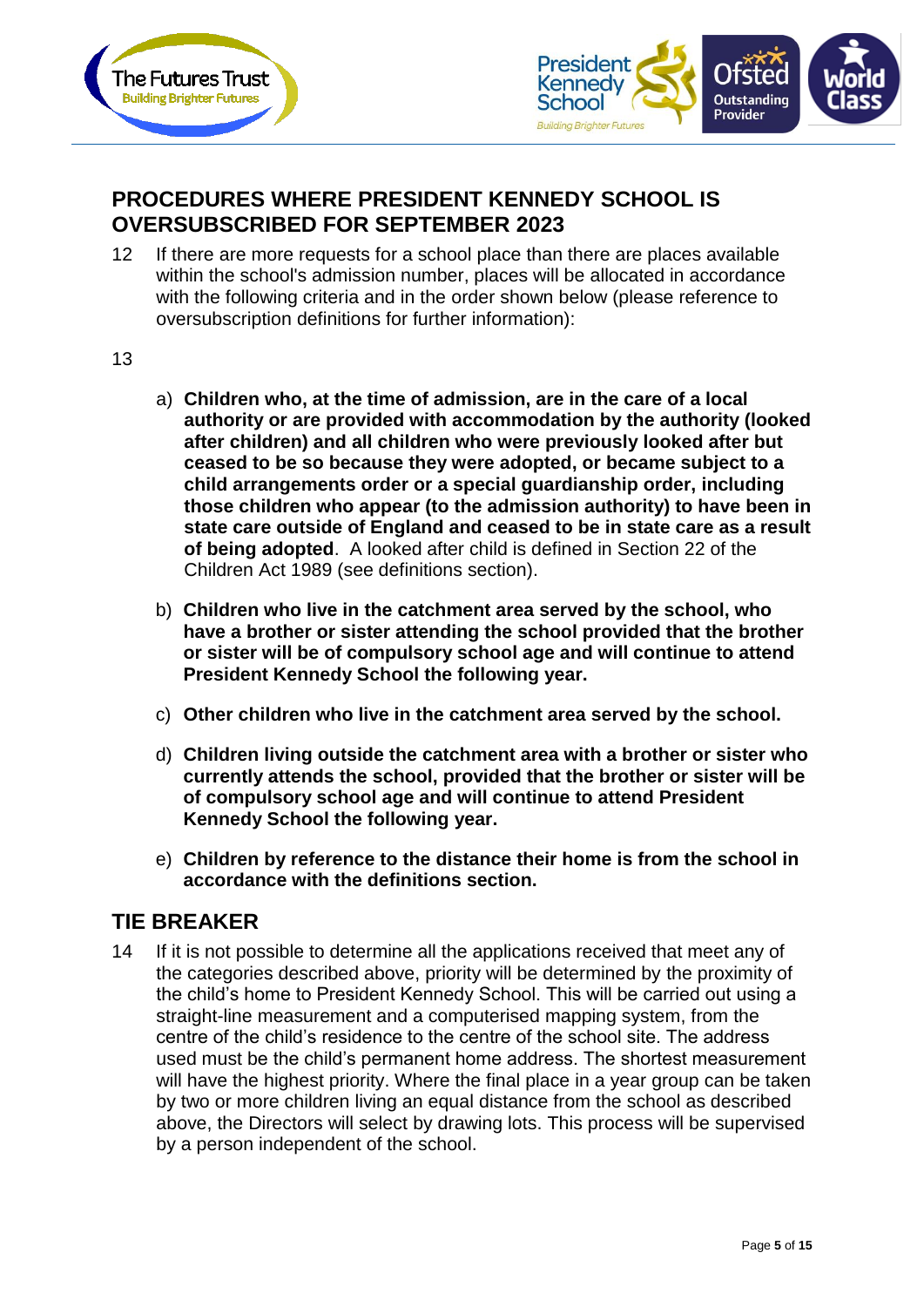## PROCEDURES WHERE PRESIDENT KENNEDY SCHOOL IS OVERSUBSCRIBED FOR SEPTEMBER 2023

12 If there are more requests for a school place than there are places available within the school's admission number, places will be allocated in accordance with the following criteria and in the order shown below (please reference to oversubscription definitions for further information):

13

a) **Children who, at the time of admission, are in the care of a local authority or are provided with accommodation by the authority (looked after children) and all children who were previously looked after but ceased to be so because they were adopted, or became subject to a child arrangements order or a special guardianship order, including those children who appear (to the admission authority) to have been in state care outside of England and ceased to be in state care as a result of being adopted**. A looked after child is defined in Section 22 of the Children Act 1989 (see definitions section).

b) **Children who live in the catchment area served by the school, who have a brother or sister attending the school provided that the brother or sister will be of compulsory school age and will continue to attend President Kennedy School the following year.**

c) **Other children who live in the catchment area served by the school.**

d) **Children living outside the catchment area with a brother or sister who currently attends the school, provided that the brother or sister will be of compulsory school age and will continue to attend President Kennedy School the following year.**

e) **Children by reference to the distance their home is from the school in accordance with the definitions section.**

## TIE BREAKER

14 If it is not possible to determine all the applications received that meet any of the categories described above, priority will be determined by the proximity of the child's home to President Kennedy School. This will be carried out using a straight-line measurement and a computerised mapping system, from the centre of the child's residence to the centre of the school site. The address used must be the child's permanent home address. The shortest measurement will have the highest priority. Where the final place in a year group can be taken by two or more children living an equal distance from the school as described above, the Directors will select by drawing lots. This process will be supervised by a person independent of the school.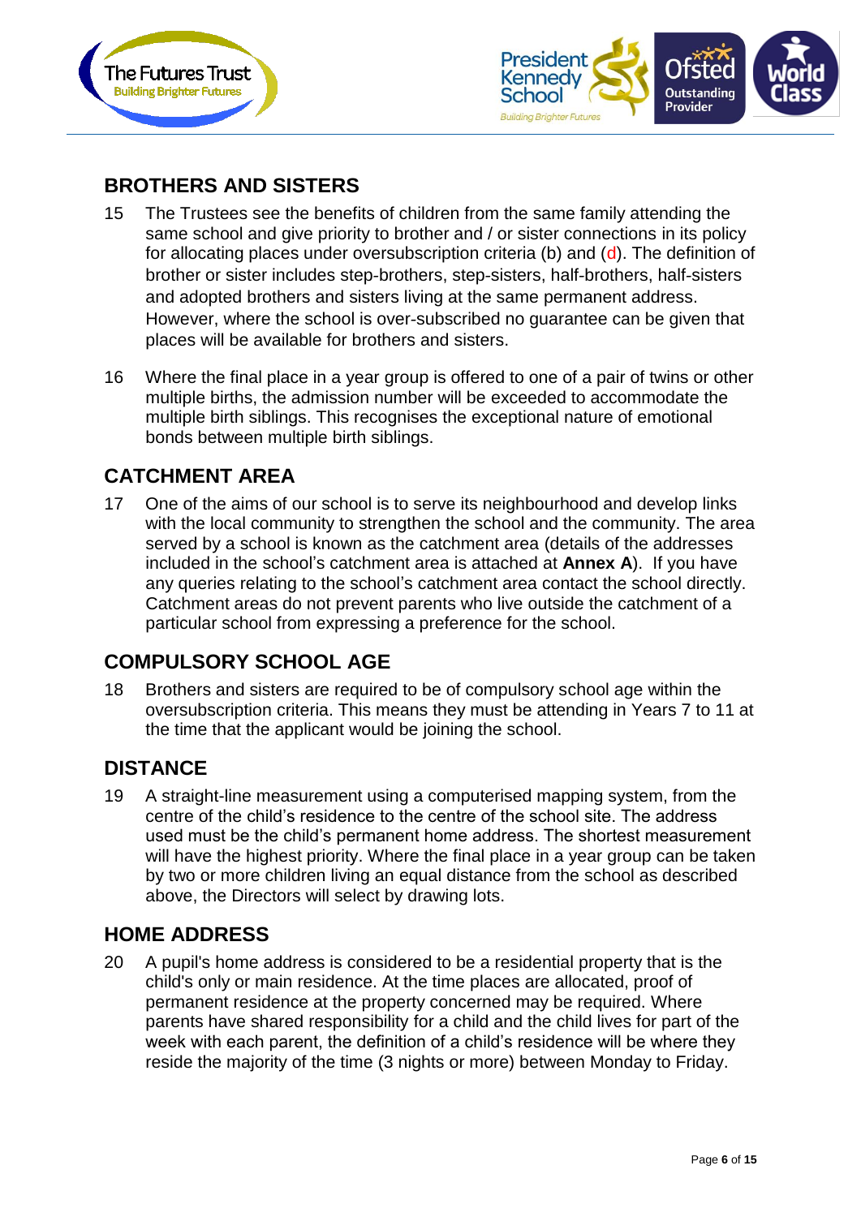## BROTHERS AND SISTERS

15 The Trustees see the benefits of children from the same family attending the same school and give priority to brother and / or sister connections in its policy for allocating places under oversubscription criteria (b) and (d). The definition of brother or sister includes step-brothers, step-sisters, half-brothers, half-sisters and adopted brothers and sisters living at the same permanent address. However, where the school is over-subscribed no guarantee can be given that places will be available for brothers and sisters.

16 Where the final place in a year group is offered to one of a pair of twins or other multiple births, the admission number will be exceeded to accommodate the multiple birth siblings. This recognises the exceptional nature of emotional bonds between multiple birth siblings.

## CATCHMENT AREA

17 One of the aims of our school is to serve its neighbourhood and develop links with the local community to strengthen the school and the community. The area served by a school is known as the catchment area (details of the addresses included in the school's catchment area is attached at **Annex A**). If you have any queries relating to the school's catchment area contact the school directly. Catchment areas do not prevent parents who live outside the catchment of a particular school from expressing a preference for the school.

## COMPULSORY SCHOOL AGE

18 Brothers and sisters are required to be of compulsory school age within the oversubscription criteria. This means they must be attending in Years 7 to 11 at the time that the applicant would be joining the school.

## DISTANCE

19 A straight-line measurement using a computerised mapping system, from the centre of the child's residence to the centre of the school site. The address used must be the child's permanent home address. The shortest measurement will have the highest priority. Where the final place in a year group can be taken by two or more children living an equal distance from the school as described above, the Directors will select by drawing lots.

## HOME ADDRESS

20 A pupil's home address is considered to be a residential property that is the child's only or main residence. At the time places are allocated, proof of permanent residence at the property concerned may be required. Where parents have shared responsibility for a child and the child lives for part of the week with each parent, the definition of a child's residence will be where they reside the majority of the time (3 nights or more) between Monday to Friday.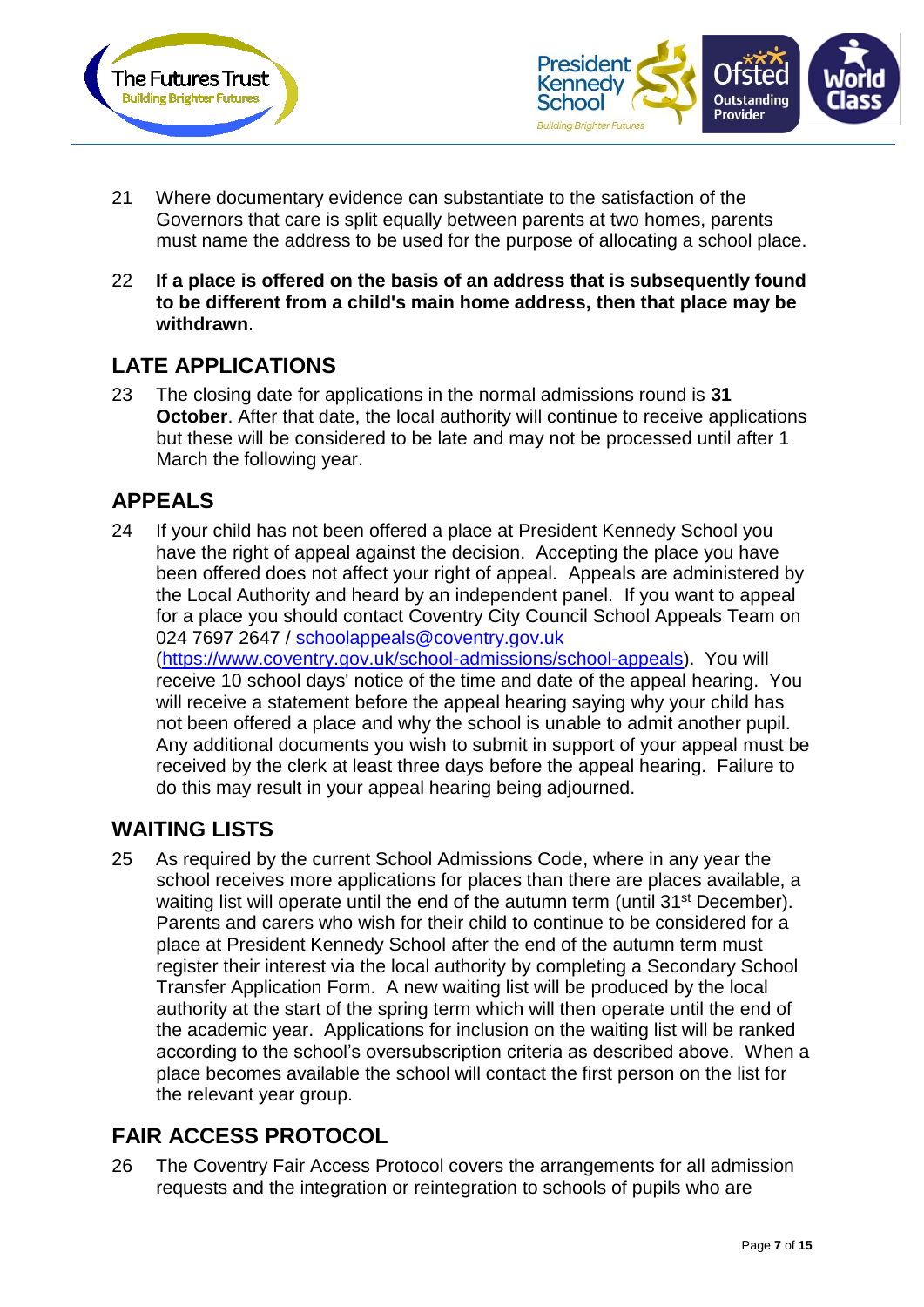21 Where documentary evidence can substantiate to the satisfaction of the Governors that care is split equally between parents at two homes, parents must name the address to be used for the purpose of allocating a school place.

22 **If a place is offered on the basis of an address that is subsequently found to be different from a child's main home address, then that place may be withdrawn**.

## LATE APPLICATIONS

23 The closing date for applications in the normal admissions round is **31 October**. After that date, the local authority will continue to receive applications but these will be considered to be late and may not be processed until after 1 March the following year.

## APPEALS

24 If your child has not been offered a place at President Kennedy School you have the right of appeal against the decision. Accepting the place you have been offered does not affect your right of appeal. Appeals are administered by the Local Authority and heard by an independent panel. If you want to appeal for a place you should contact Coventry City Council School Appeals Team on 024 7697 2647 / schoolappeals@coventry.gov.uk (https://www.coventry.gov.uk/school-admissions/school-appeals). You will receive 10 school days' notice of the time and date of the appeal hearing. You will receive a statement before the appeal hearing saying why your child has not been offered a place and why the school is unable to admit another pupil. Any additional documents you wish to submit in support of your appeal must be received by the clerk at least three days before the appeal hearing. Failure to do this may result in your appeal hearing being adjourned.

## WAITING LISTS

25 As required by the current School Admissions Code, where in any year the school receives more applications for places than there are places available, a waiting list will operate until the end of the autumn term (until 31st December). Parents and carers who wish for their child to continue to be considered for a place at President Kennedy School after the end of the autumn term must register their interest via the local authority by completing a Secondary School Transfer Application Form. A new waiting list will be produced by the local authority at the start of the spring term which will then operate until the end of the academic year. Applications for inclusion on the waiting list will be ranked according to the school's oversubscription criteria as described above. When a place becomes available the school will contact the first person on the list for the relevant year group.

## FAIR ACCESS PROTOCOL

26 The Coventry Fair Access Protocol covers the arrangements for all admission requests and the integration or reintegration to schools of pupils who are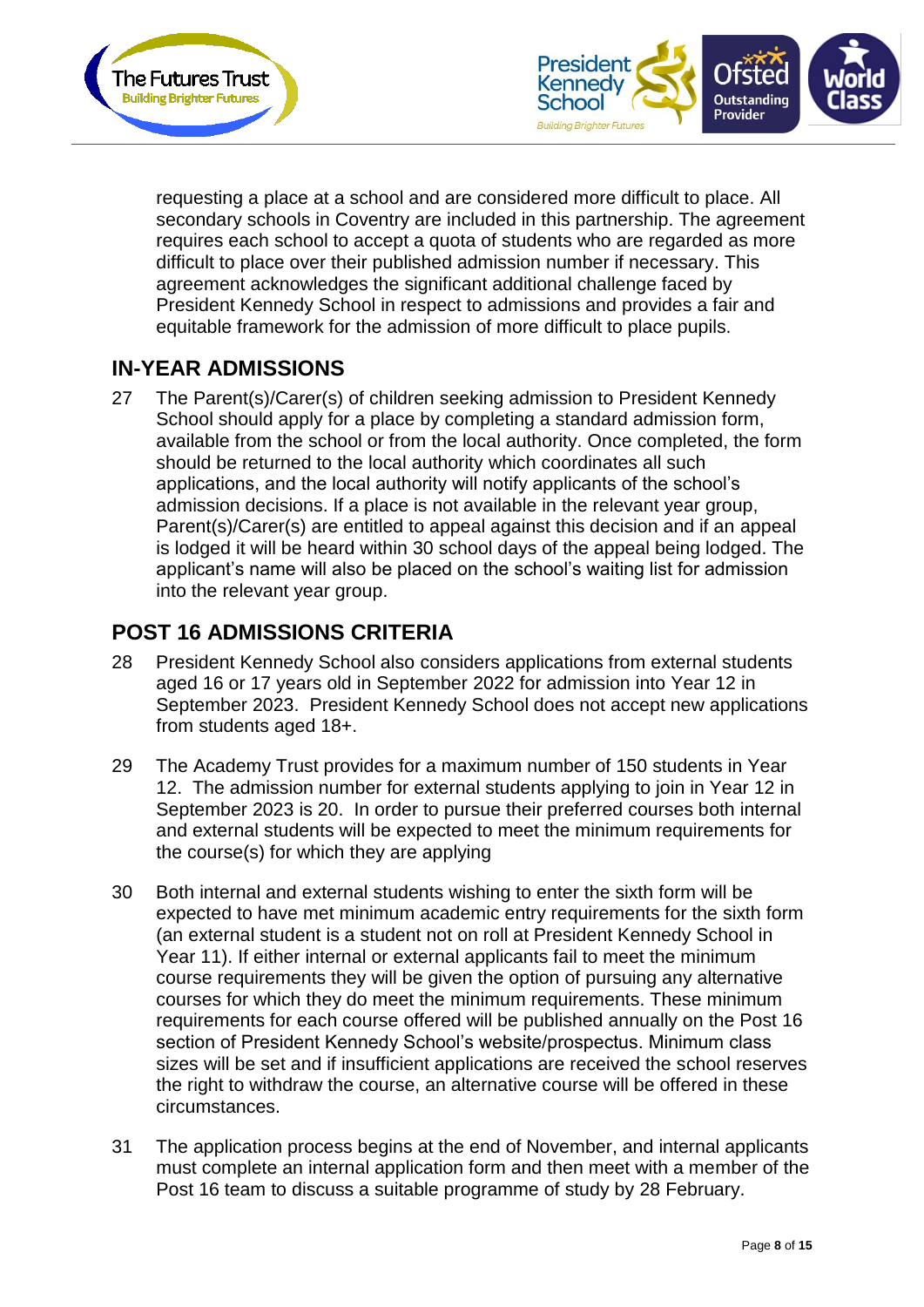requesting a place at a school and are considered more difficult to place. All secondary schools in Coventry are included in this partnership. The agreement requires each school to accept a quota of students who are regarded as more difficult to place over their published admission number if necessary. This agreement acknowledges the significant additional challenge faced by President Kennedy School in respect to admissions and provides a fair and equitable framework for the admission of more difficult to place pupils.

## IN-YEAR ADMISSIONS

27 The Parent(s)/Carer(s) of children seeking admission to President Kennedy School should apply for a place by completing a standard admission form, available from the school or from the local authority. Once completed, the form should be returned to the local authority which coordinates all such applications, and the local authority will notify applicants of the school's admission decisions. If a place is not available in the relevant year group, Parent(s)/Carer(s) are entitled to appeal against this decision and if an appeal is lodged it will be heard within 30 school days of the appeal being lodged. The applicant's name will also be placed on the school's waiting list for admission into the relevant year group.

## POST 16 ADMISSIONS CRITERIA

28 President Kennedy School also considers applications from external students aged 16 or 17 years old in September 2022 for admission into Year 12 in September 2023. President Kennedy School does not accept new applications from students aged 18+.

29 The Academy Trust provides for a maximum number of 150 students in Year 12. The admission number for external students applying to join in Year 12 in September 2023 is 20. In order to pursue their preferred courses both internal and external students will be expected to meet the minimum requirements for the course(s) for which they are applying

30 Both internal and external students wishing to enter the sixth form will be expected to have met minimum academic entry requirements for the sixth form (an external student is a student not on roll at President Kennedy School in Year 11). If either internal or external applicants fail to meet the minimum course requirements they will be given the option of pursuing any alternative courses for which they do meet the minimum requirements. These minimum requirements for each course offered will be published annually on the Post 16 section of President Kennedy School's website/prospectus. Minimum class sizes will be set and if insufficient applications are received the school reserves the right to withdraw the course, an alternative course will be offered in these circumstances.

31 The application process begins at the end of November, and internal applicants must complete an internal application form and then meet with a member of the Post 16 team to discuss a suitable programme of study by 28 February.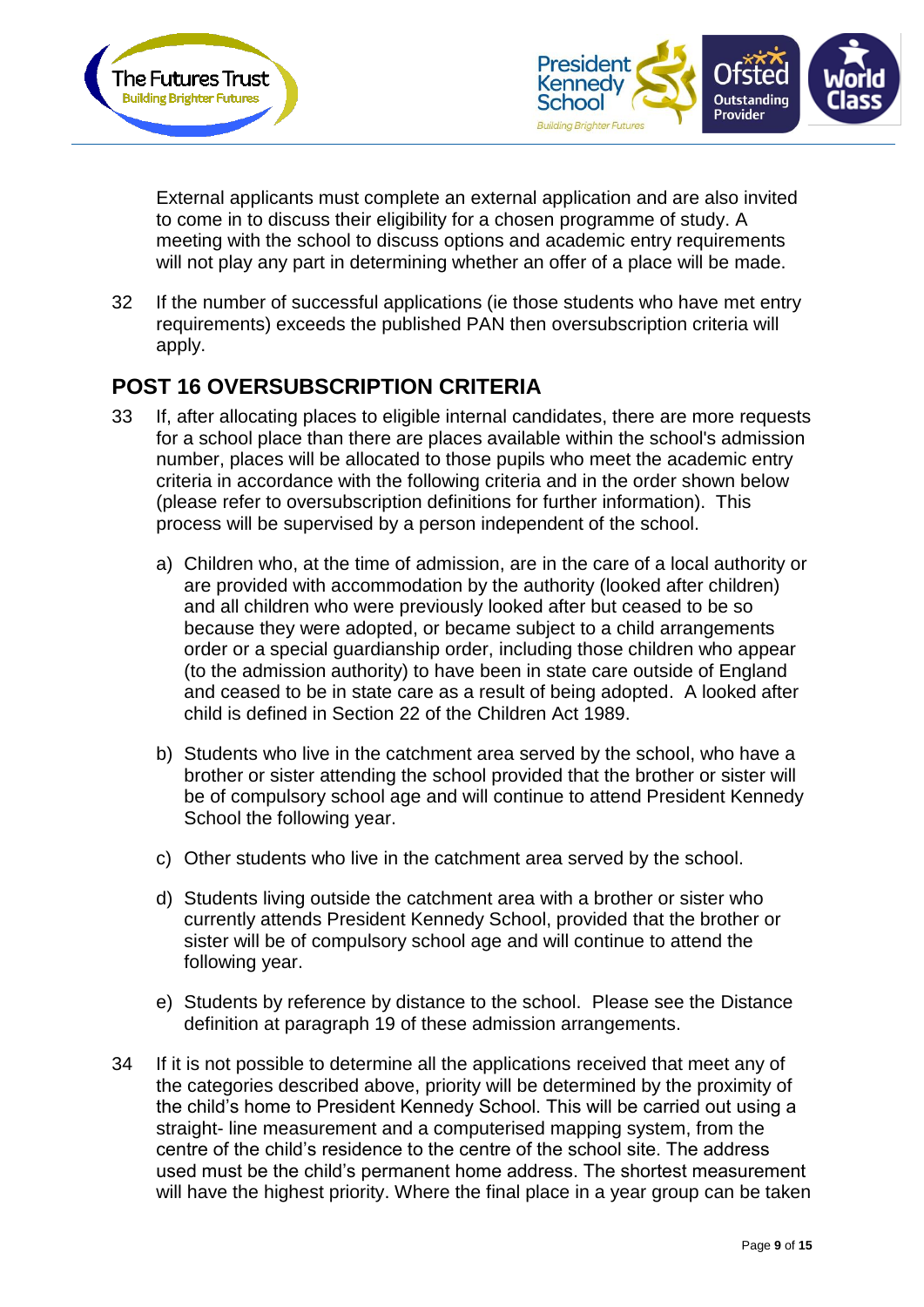External applicants must complete an external application and are also invited to come in to discuss their eligibility for a chosen programme of study. A meeting with the school to discuss options and academic entry requirements will not play any part in determining whether an offer of a place will be made.

32 If the number of successful applications (ie those students who have met entry requirements) exceeds the published PAN then oversubscription criteria will apply.

## POST 16 OVERSUBSCRIPTION CRITERIA

33 If, after allocating places to eligible internal candidates, there are more requests for a school place than there are places available within the school's admission number, places will be allocated to those pupils who meet the academic entry criteria in accordance with the following criteria and in the order shown below (please refer to oversubscription definitions for further information). This process will be supervised by a person independent of the school.

a) Children who, at the time of admission, are in the care of a local authority or are provided with accommodation by the authority (looked after children) and all children who were previously looked after but ceased to be so because they were adopted, or became subject to a child arrangements order or a special guardianship order, including those children who appear (to the admission authority) to have been in state care outside of England and ceased to be in state care as a result of being adopted. A looked after child is defined in Section 22 of the Children Act 1989.

b) Students who live in the catchment area served by the school, who have a brother or sister attending the school provided that the brother or sister will be of compulsory school age and will continue to attend President Kennedy School the following year.

c) Other students who live in the catchment area served by the school.

d) Students living outside the catchment area with a brother or sister who currently attends President Kennedy School, provided that the brother or sister will be of compulsory school age and will continue to attend the following year.

e) Students by reference by distance to the school. Please see the Distance definition at paragraph 19 of these admission arrangements.

34 If it is not possible to determine all the applications received that meet any of the categories described above, priority will be determined by the proximity of the child's home to President Kennedy School. This will be carried out using a straight- line measurement and a computerised mapping system, from the centre of the child's residence to the centre of the school site. The address used must be the child's permanent home address. The shortest measurement will have the highest priority. Where the final place in a year group can be taken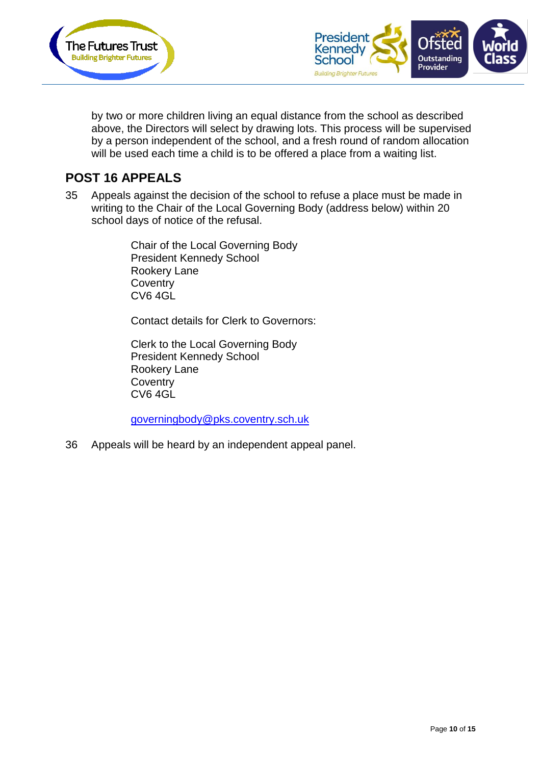by two or more children living an equal distance from the school as described above, the Directors will select by drawing lots. This process will be supervised by a person independent of the school, and a fresh round of random allocation will be used each time a child is to be offered a place from a waiting list.

## POST 16 APPEALS

35 Appeals against the decision of the school to refuse a place must be made in writing to the Chair of the Local Governing Body (address below) within 20 school days of notice of the refusal.

Chair of the Local Governing Body
President Kennedy School
Rookery Lane
Coventry
CV6 4GL

Contact details for Clerk to Governors:

Clerk to the Local Governing Body
President Kennedy School
Rookery Lane
Coventry
CV6 4GL

governingbody@pks.coventry.sch.uk

36 Appeals will be heard by an independent appeal panel.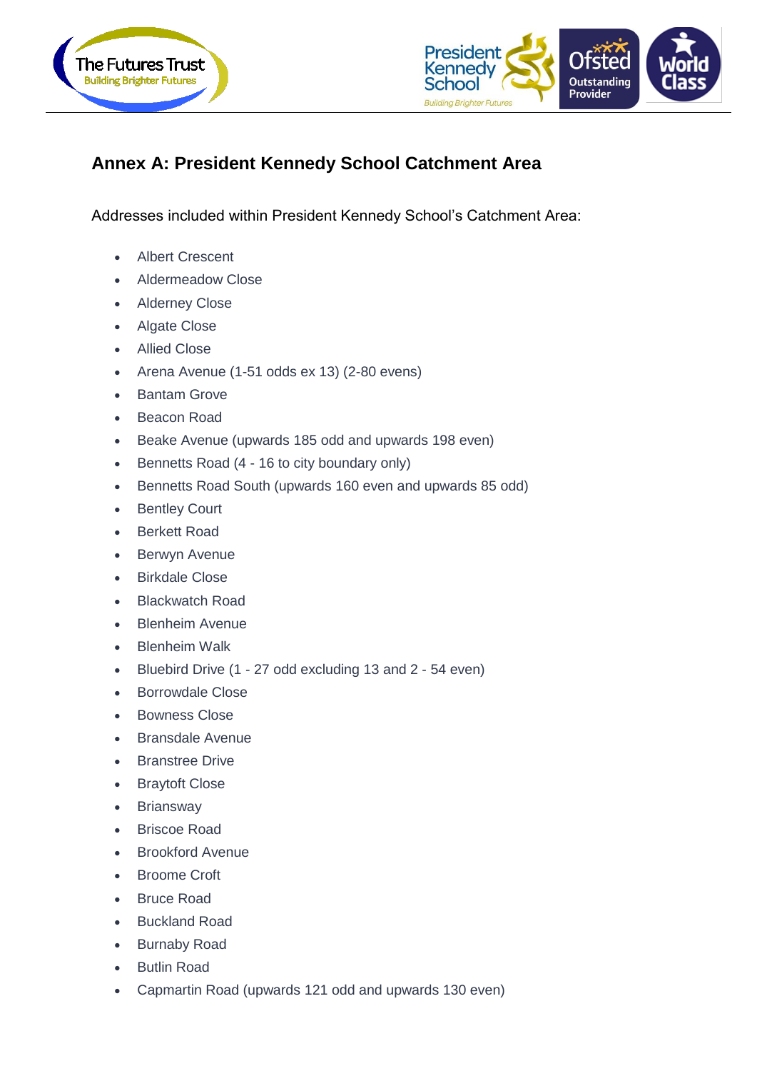## Annex A: President Kennedy School Catchment Area

Addresses included within President Kennedy School's Catchment Area:

- Albert Crescent
- Aldermeadow Close
- Alderney Close
- Algate Close
- Allied Close
- Arena Avenue (1-51 odds ex 13) (2-80 evens)
- Bantam Grove
- Beacon Road
- Beake Avenue (upwards 185 odd and upwards 198 even)
- Bennetts Road (4 - 16 to city boundary only)
- Bennetts Road South (upwards 160 even and upwards 85 odd)
- Bentley Court
- Berkett Road
- Berwyn Avenue
- Birkdale Close
- Blackwatch Road
- Blenheim Avenue
- Blenheim Walk
- Bluebird Drive (1 - 27 odd excluding 13 and 2 - 54 even)
- Borrowdale Close
- Bowness Close
- Bransdale Avenue
- Branstree Drive
- Braytoft Close
- Briansway
- Briscoe Road
- Brookford Avenue
- Broome Croft
- Bruce Road
- Buckland Road
- Burnaby Road
- Butlin Road
- Capmartin Road (upwards 121 odd and upwards 130 even)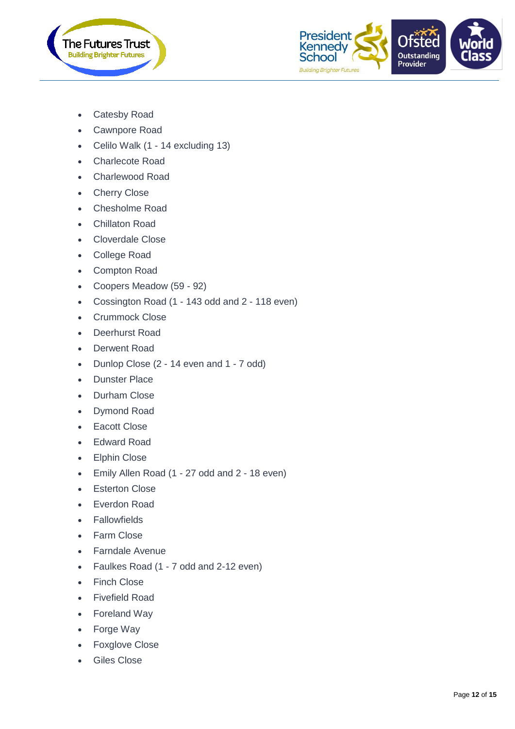- Catesby Road
- Cawnpore Road
- Celilo Walk (1 - 14 excluding 13)
- Charlecote Road
- Charlewood Road
- Cherry Close
- Chesholme Road
- Chillaton Road
- Cloverdale Close
- College Road
- Compton Road
- Coopers Meadow (59 - 92)
- Cossington Road (1 - 143 odd and 2 - 118 even)
- Crummock Close
- Deerhurst Road
- Derwent Road
- Dunlop Close (2 - 14 even and 1 - 7 odd)
- Dunster Place
- Durham Close
- Dymond Road
- Eacott Close
- Edward Road
- Elphin Close
- Emily Allen Road (1 - 27 odd and 2 - 18 even)
- Esterton Close
- Everdon Road
- Fallowfields
- Farm Close
- Farndale Avenue
- Faulkes Road (1 - 7 odd and 2-12 even)
- Finch Close
- Fivefield Road
- Foreland Way
- Forge Way
- Foxglove Close
- Giles Close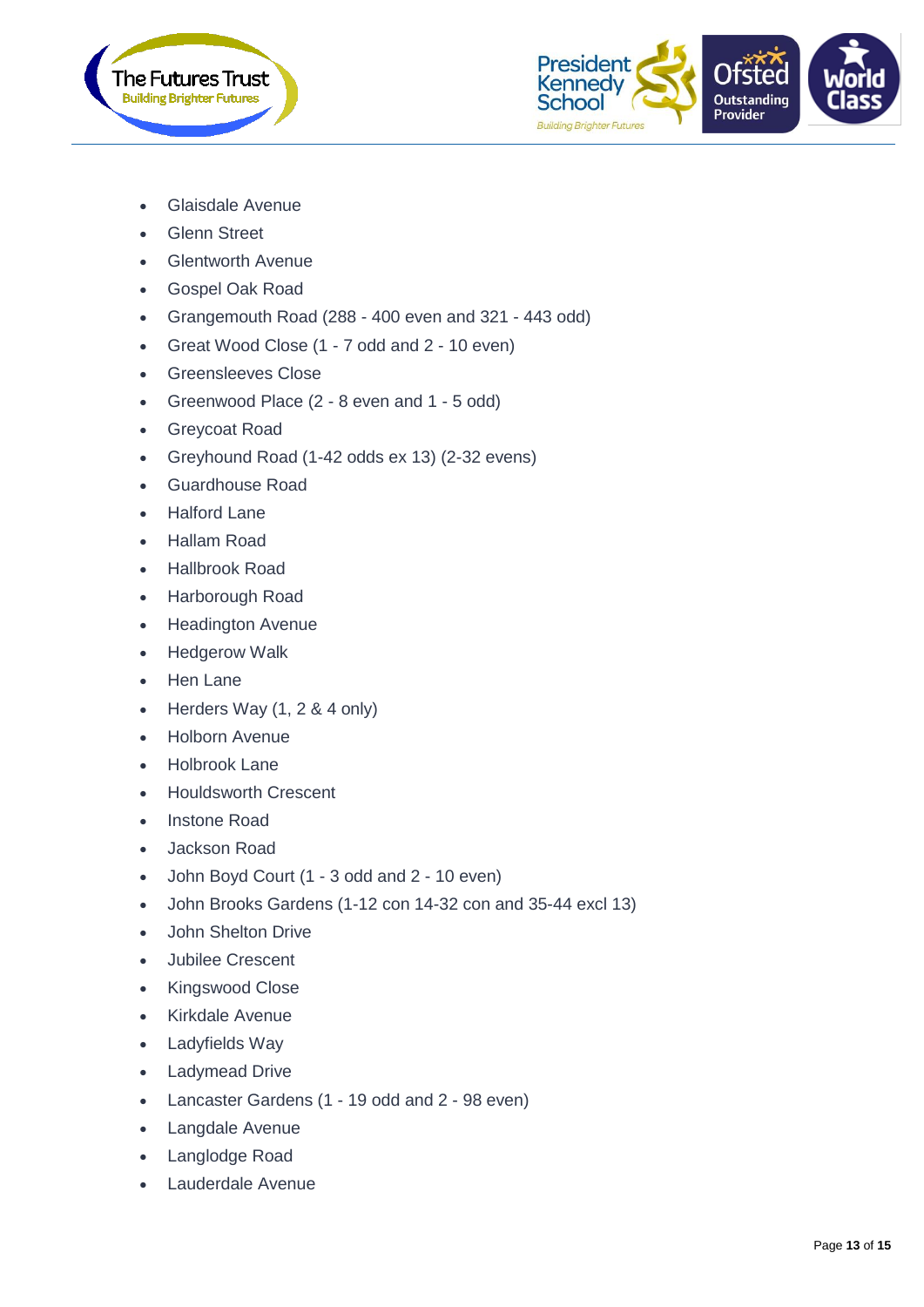- Glaisdale Avenue
- Glenn Street
- Glentworth Avenue
- Gospel Oak Road
- Grangemouth Road (288 - 400 even and 321 - 443 odd)
- Great Wood Close (1 - 7 odd and 2 - 10 even)
- Greensleeves Close
- Greenwood Place (2 - 8 even and 1 - 5 odd)
- Greycoat Road
- Greyhound Road (1-42 odds ex 13) (2-32 evens)
- Guardhouse Road
- Halford Lane
- Hallam Road
- Hallbrook Road
- Harborough Road
- Headington Avenue
- Hedgerow Walk
- Hen Lane
- Herders Way (1, 2 & 4 only)
- Holborn Avenue
- Holbrook Lane
- Houldsworth Crescent
- Instone Road
- Jackson Road
- John Boyd Court (1 - 3 odd and 2 - 10 even)
- John Brooks Gardens (1-12 con 14-32 con and 35-44 excl 13)
- John Shelton Drive
- Jubilee Crescent
- Kingswood Close
- Kirkdale Avenue
- Ladyfields Way
- Ladymead Drive
- Lancaster Gardens (1 - 19 odd and 2 - 98 even)
- Langdale Avenue
- Langlodge Road
- Lauderdale Avenue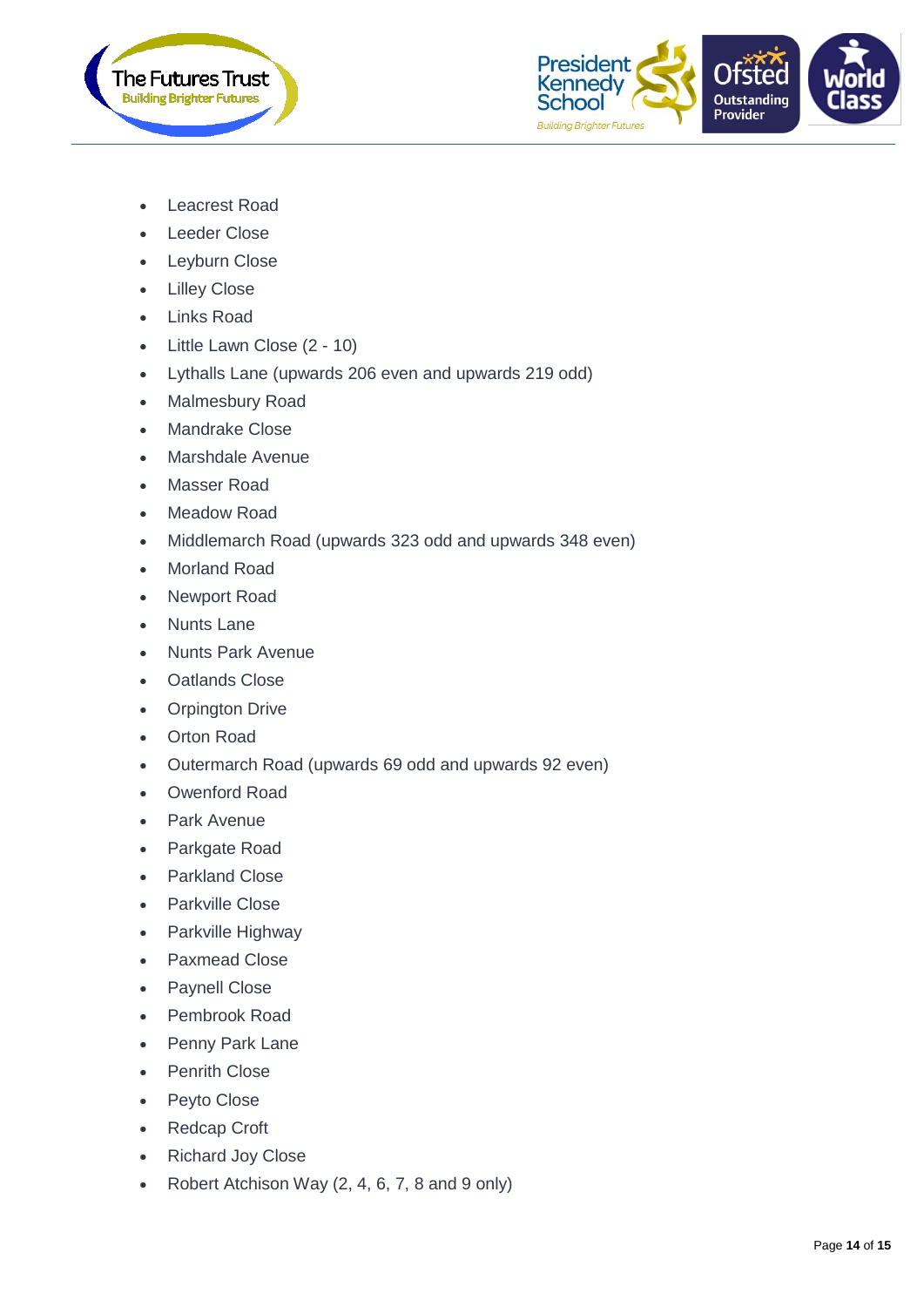- Leacrest Road
- Leeder Close
- Leyburn Close
- Lilley Close
- Links Road
- Little Lawn Close (2 - 10)
- Lythalls Lane (upwards 206 even and upwards 219 odd)
- Malmesbury Road
- Mandrake Close
- Marshdale Avenue
- Masser Road
- Meadow Road
- Middlemarch Road (upwards 323 odd and upwards 348 even)
- Morland Road
- Newport Road
- Nunts Lane
- Nunts Park Avenue
- Oatlands Close
- Orpington Drive
- Orton Road
- Outermarch Road (upwards 69 odd and upwards 92 even)
- Owenford Road
- Park Avenue
- Parkgate Road
- Parkland Close
- Parkville Close
- Parkville Highway
- Paxmead Close
- Paynell Close
- Pembrook Road
- Penny Park Lane
- Penrith Close
- Peyto Close
- Redcap Croft
- Richard Joy Close
- Robert Atchison Way (2, 4, 6, 7, 8 and 9 only)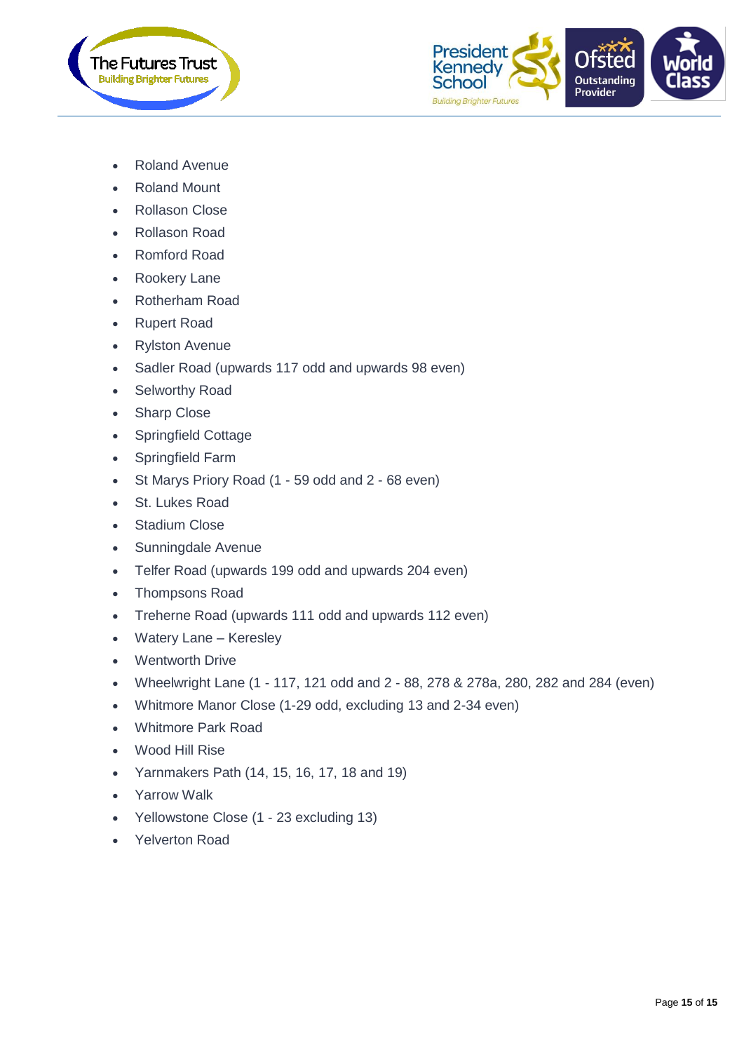- Roland Avenue
- Roland Mount
- Rollason Close
- Rollason Road
- Romford Road
- Rookery Lane
- Rotherham Road
- Rupert Road
- Rylston Avenue
- Sadler Road (upwards 117 odd and upwards 98 even)
- Selworthy Road
- Sharp Close
- Springfield Cottage
- Springfield Farm
- St Marys Priory Road (1 - 59 odd and 2 - 68 even)
- St. Lukes Road
- Stadium Close
- Sunningdale Avenue
- Telfer Road (upwards 199 odd and upwards 204 even)
- Thompsons Road
- Treherne Road (upwards 111 odd and upwards 112 even)
- Watery Lane – Keresley
- Wentworth Drive
- Wheelwright Lane (1 - 117, 121 odd and 2 - 88, 278 & 278a, 280, 282 and 284 (even)
- Whitmore Manor Close (1-29 odd, excluding 13 and 2-34 even)
- Whitmore Park Road
- Wood Hill Rise
- Yarnmakers Path (14, 15, 16, 17, 18 and 19)
- Yarrow Walk
- Yellowstone Close (1 - 23 excluding 13)
- Yelverton Road